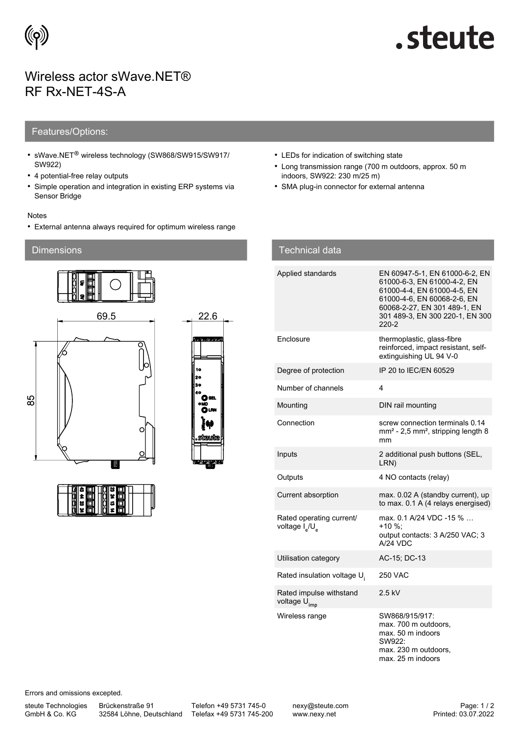# Wireless actor sWave.NET®
# RF Rx-NET-4S-A

## Features/Options:

- sWave.NET® wireless technology (SW868/SW915/SW917/SW922)
- 4 potential-free relay outputs
- Simple operation and integration in existing ERP systems via Sensor Bridge
- LEDs for indication of switching state
- Long transmission range (700 m outdoors, approx. 50 m indoors, SW922: 230 m/25 m)
- SMA plug-in connector for external antenna

Notes

- External antenna always required for optimum wireless range

## Dimensions

69.5

22.6

85

## Technical data

| | |
|---|---|
| Applied standards | EN 60947-5-1, EN 61000-6-2, EN 61000-6-3, EN 61000-4-2, EN 61000-4-4, EN 61000-4-5, EN 61000-4-6, EN 60068-2-6, EN 60068-2-27, EN 301 489-1, EN 301 489-3, EN 300 220-1, EN 300 220-2 |
| Enclosure | thermoplastic, glass-fibre reinforced, impact resistant, self-extinguishing UL 94 V-0 |
| Degree of protection | IP 20 to IEC/EN 60529 |
| Number of channels | 4 |
| Mounting | DIN rail mounting |
| Connection | screw connection terminals 0.14 mm² - 2,5 mm², stripping length 8 mm |
| Inputs | 2 additional push buttons (SEL, LRN) |
| Outputs | 4 NO contacts (relay) |
| Current absorption | max. 0.02 A (standby current), up to max. 0.1 A (4 relays energised) |
| Rated operating current/ voltage $I_e$/$U_e$ | max. 0.1 A/24 VDC -15 % … +10 %; output contacts: 3 A/250 VAC; 3 A/24 VDC |
| Utilisation category | AC-15; DC-13 |
| Rated insulation voltage $U_i$ | 250 VAC |
| Rated impulse withstand voltage $U_{imp}$ | 2.5 kV |
| Wireless range | SW868/915/917: max. 700 m outdoors, max. 50 m indoors SW922: max. 230 m outdoors, max. 25 m indoors |

Errors and omissions excepted.

steute Technologies GmbH & Co. KG | Brückenstraße 91, 32584 Löhne, Deutschland | Telefon +49 5731 745-0 | Telefax +49 5731 745-200 | nexy@steute.com | www.nexy.net

Printed: 03.07.2022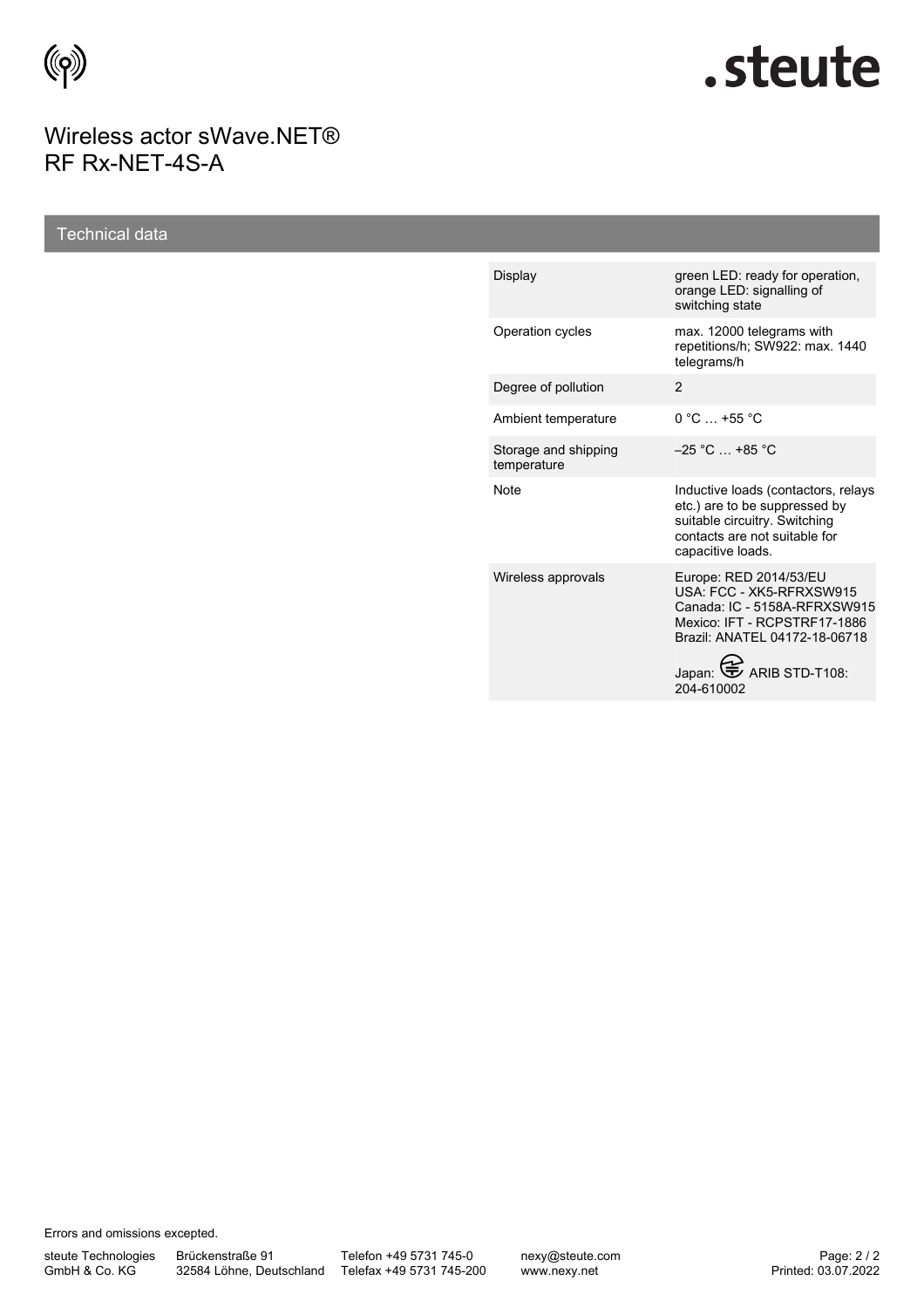# Wireless actor sWave.NET®
# RF Rx-NET-4S-A

## Technical data

| | |
|---|---|
| Display | green LED: ready for operation, orange LED: signalling of switching state |
| Operation cycles | max. 12000 telegrams with repetitions/h; SW922: max. 1440 telegrams/h |
| Degree of pollution | 2 |
| Ambient temperature | 0 °C … +55 °C |
| Storage and shipping temperature | –25 °C … +85 °C |
| Note | Inductive loads (contactors, relays etc.) are to be suppressed by suitable circuitry. Switching contacts are not suitable for capacitive loads. |
| Wireless approvals | Europe: RED 2014/53/EU<br>USA: FCC - XK5-RFRXSW915<br>Canada: IC - 5158A-RFRXSW915<br>Mexico: IFT - RCPSTRF17-1886<br>Brazil: ANATEL 04172-18-06718<br>Japan: ARIB STD-T108: 204-610002 |

Errors and omissions excepted.

steute Technologies GmbH & Co. KG | Brückenstraße 91, 32584 Löhne, Deutschland | Telefon +49 5731 745-0, Telefax +49 5731 745-200 | nexy@steute.com, www.nexy.net | Printed: 03.07.2022